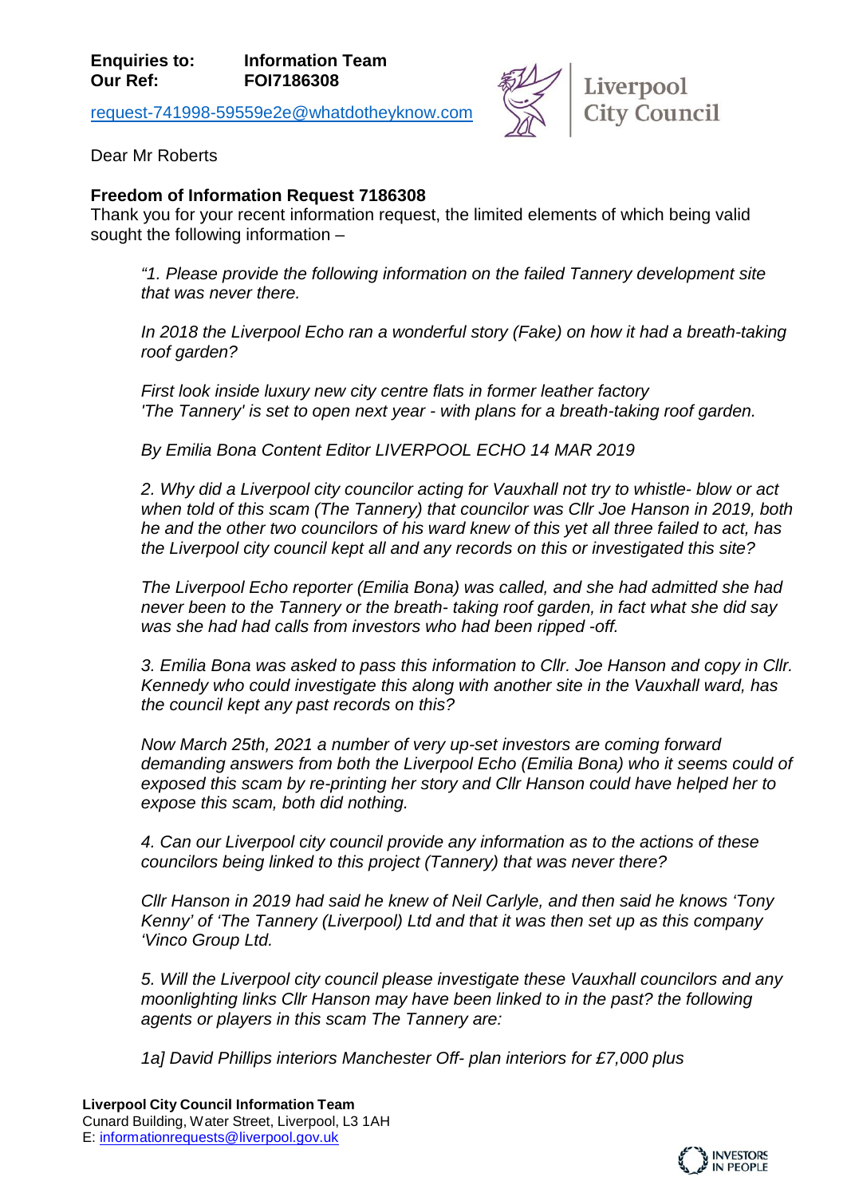**Enquiries to:** **Information Team**
**Our Ref:** **FOI7186308**

request-741998-59559e2e@whatdotheyknow.com

Dear Mr Roberts

**Freedom of Information Request 7186308**

Thank you for your recent information request, the limited elements of which being valid sought the following information –

> *"1. Please provide the following information on the failed Tannery development site that was never there.*
>
> *In 2018 the Liverpool Echo ran a wonderful story (Fake) on how it had a breath-taking roof garden?*
>
> *First look inside luxury new city centre flats in former leather factory*
> *'The Tannery' is set to open next year - with plans for a breath-taking roof garden.*
>
> *By Emilia Bona Content Editor LIVERPOOL ECHO 14 MAR 2019*
>
> *2. Why did a Liverpool city councilor acting for Vauxhall not try to whistle- blow or act when told of this scam (The Tannery) that councilor was Cllr Joe Hanson in 2019, both he and the other two councilors of his ward knew of this yet all three failed to act, has the Liverpool city council kept all and any records on this or investigated this site?*
>
> *The Liverpool Echo reporter (Emilia Bona) was called, and she had admitted she had never been to the Tannery or the breath- taking roof garden, in fact what she did say was she had had calls from investors who had been ripped -off.*
>
> *3. Emilia Bona was asked to pass this information to Cllr. Joe Hanson and copy in Cllr. Kennedy who could investigate this along with another site in the Vauxhall ward, has the council kept any past records on this?*
>
> *Now March 25th, 2021 a number of very up-set investors are coming forward demanding answers from both the Liverpool Echo (Emilia Bona) who it seems could of exposed this scam by re-printing her story and Cllr Hanson could have helped her to expose this scam, both did nothing.*
>
> *4. Can our Liverpool city council provide any information as to the actions of these councilors being linked to this project (Tannery) that was never there?*
>
> *Cllr Hanson in 2019 had said he knew of Neil Carlyle, and then said he knows 'Tony Kenny' of 'The Tannery (Liverpool) Ltd and that it was then set up as this company 'Vinco Group Ltd.*
>
> *5. Will the Liverpool city council please investigate these Vauxhall councilors and any moonlighting links Cllr Hanson may have been linked to in the past? the following agents or players in this scam The Tannery are:*
>
> *1a] David Phillips interiors Manchester Off- plan interiors for £7,000 plus*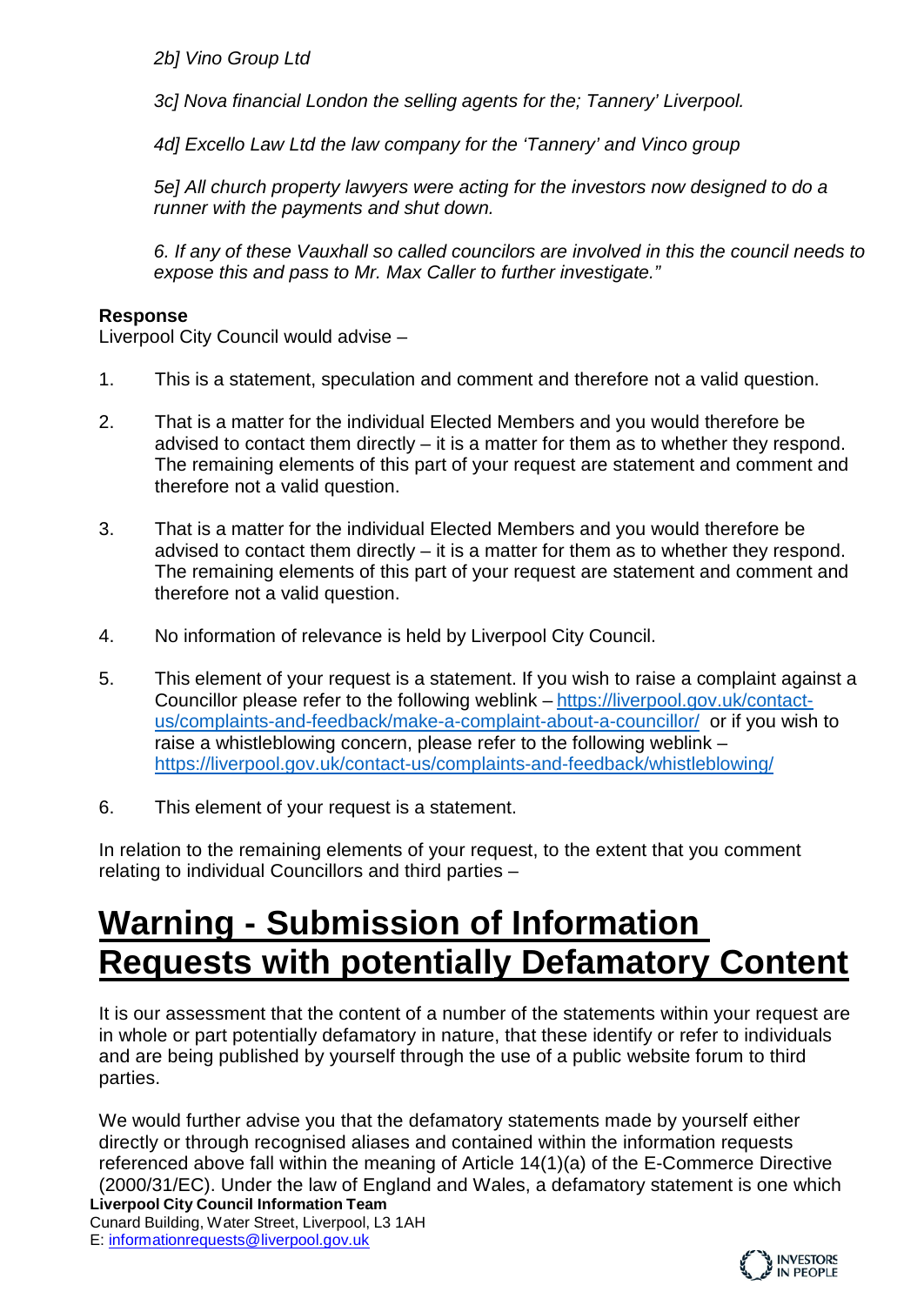*2b] Vino Group Ltd*

*3c] Nova financial London the selling agents for the; Tannery' Liverpool.*

*4d] Excello Law Ltd the law company for the 'Tannery' and Vinco group*

*5e] All church property lawyers were acting for the investors now designed to do a runner with the payments and shut down.*

*6. If any of these Vauxhall so called councilors are involved in this the council needs to expose this and pass to Mr. Max Caller to further investigate."*

**Response**
Liverpool City Council would advise –

1. This is a statement, speculation and comment and therefore not a valid question.

2. That is a matter for the individual Elected Members and you would therefore be advised to contact them directly – it is a matter for them as to whether they respond. The remaining elements of this part of your request are statement and comment and therefore not a valid question.

3. That is a matter for the individual Elected Members and you would therefore be advised to contact them directly – it is a matter for them as to whether they respond. The remaining elements of this part of your request are statement and comment and therefore not a valid question.

4. No information of relevance is held by Liverpool City Council.

5. This element of your request is a statement. If you wish to raise a complaint against a Councillor please refer to the following weblink – https://liverpool.gov.uk/contact-us/complaints-and-feedback/make-a-complaint-about-a-councillor/ or if you wish to raise a whistleblowing concern, please refer to the following weblink – https://liverpool.gov.uk/contact-us/complaints-and-feedback/whistleblowing/

6. This element of your request is a statement.

In relation to the remaining elements of your request, to the extent that you comment relating to individual Councillors and third parties –

# Warning - Submission of Information Requests with potentially Defamatory Content

It is our assessment that the content of a number of the statements within your request are in whole or part potentially defamatory in nature, that these identify or refer to individuals and are being published by yourself through the use of a public website forum to third parties.

We would further advise you that the defamatory statements made by yourself either directly or through recognised aliases and contained within the information requests referenced above fall within the meaning of Article 14(1)(a) of the E-Commerce Directive (2000/31/EC). Under the law of England and Wales, a defamatory statement is one which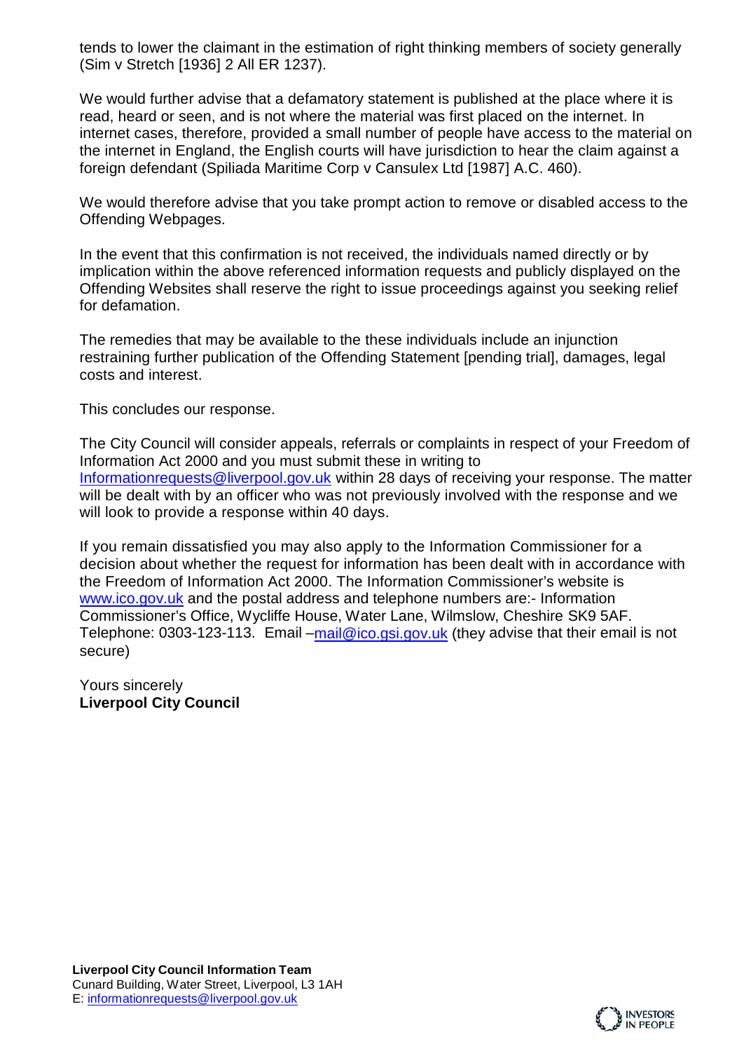tends to lower the claimant in the estimation of right thinking members of society generally (Sim v Stretch [1936] 2 All ER 1237).

We would further advise that a defamatory statement is published at the place where it is read, heard or seen, and is not where the material was first placed on the internet. In internet cases, therefore, provided a small number of people have access to the material on the internet in England, the English courts will have jurisdiction to hear the claim against a foreign defendant (Spiliada Maritime Corp v Cansulex Ltd [1987] A.C. 460).

We would therefore advise that you take prompt action to remove or disabled access to the Offending Webpages.

In the event that this confirmation is not received, the individuals named directly or by implication within the above referenced information requests and publicly displayed on the Offending Websites shall reserve the right to issue proceedings against you seeking relief for defamation.

The remedies that may be available to the these individuals include an injunction restraining further publication of the Offending Statement [pending trial], damages, legal costs and interest.

This concludes our response.

The City Council will consider appeals, referrals or complaints in respect of your Freedom of Information Act 2000 and you must submit these in writing to Informationrequests@liverpool.gov.uk within 28 days of receiving your response. The matter will be dealt with by an officer who was not previously involved with the response and we will look to provide a response within 40 days.

If you remain dissatisfied you may also apply to the Information Commissioner for a decision about whether the request for information has been dealt with in accordance with the Freedom of Information Act 2000. The Information Commissioner's website is www.ico.gov.uk and the postal address and telephone numbers are:- Information Commissioner's Office, Wycliffe House, Water Lane, Wilmslow, Cheshire SK9 5AF. Telephone: 0303-123-113. Email –mail@ico.gsi.gov.uk (they advise that their email is not secure)

Yours sincerely
**Liverpool City Council**

**Liverpool City Council Information Team**
Cunard Building, Water Street, Liverpool, L3 1AH
E: informationrequests@liverpool.gov.uk

INVESTORS IN PEOPLE